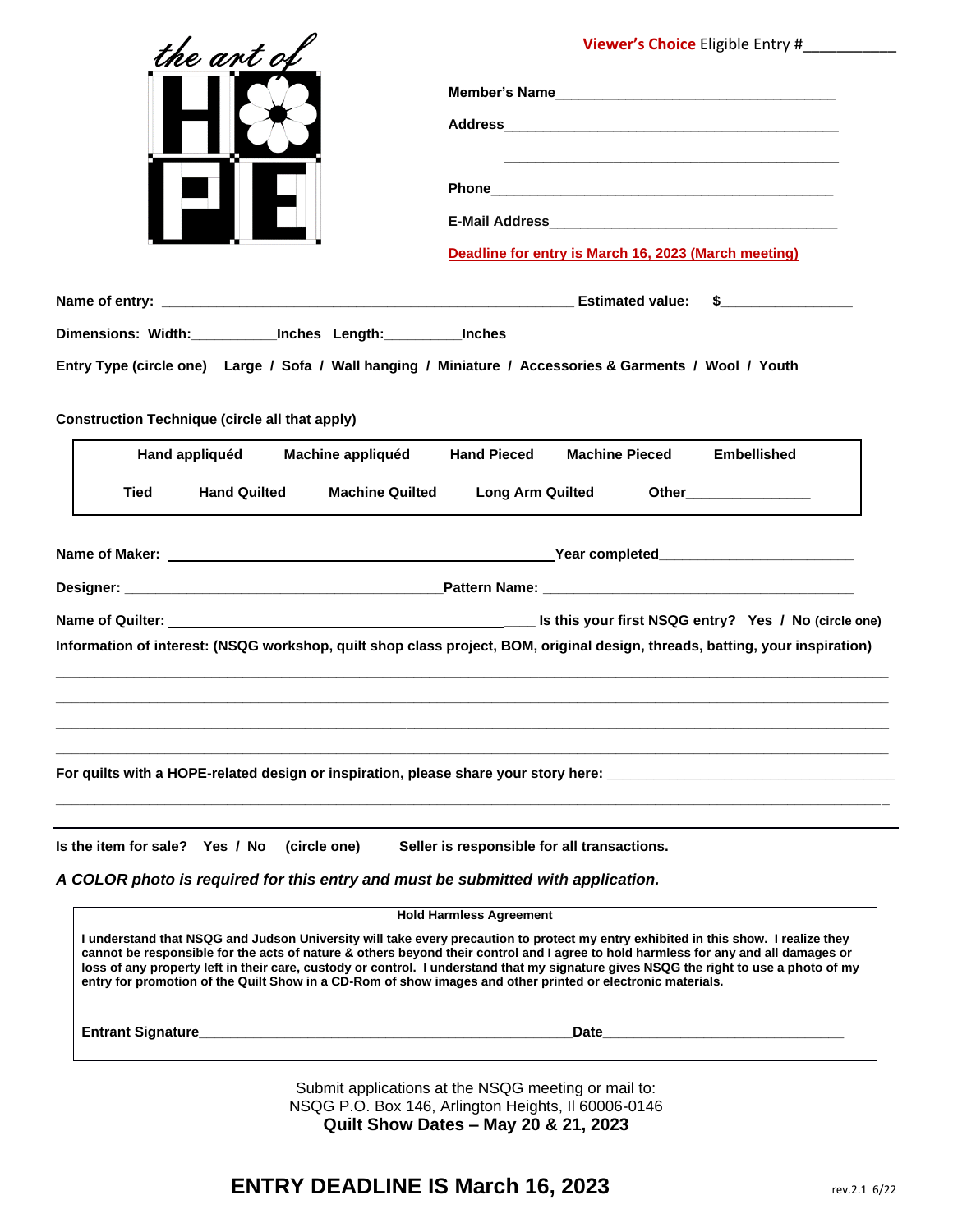the art of HOPE

**Viewer's Choice** Eligible Entry #___________

**Member's Name**___________________________________

**Address**_____________________________________________

_____________________________________________

**Phone**_______________________________________________

**E-Mail Address**_______________________________________

**Deadline for entry is March 16, 2023 (March meeting)**

**Name of entry:** ____________________________________________________ **Estimated value: $**_________________

**Dimensions: Width:**___________**Inches Length:**__________**Inches**

**Entry Type (circle one)** **Large / Sofa / Wall hanging / Miniature / Accessories & Garments / Wool / Youth**

**Construction Technique (circle all that apply)**

| | | | | |
|---|---|---|---|---|
| **Hand appliquéd** | **Machine appliquéd** | **Hand Pieced** | **Machine Pieced** | **Embellished** |
| **Tied** | **Hand Quilted** | **Machine Quilted** | **Long Arm Quilted** | **Other**________________ |

**Name of Maker:** ________________________________________________**Year completed**________________________

**Designer:** ________________________________________**Pattern Name:** _______________________________________

**Name of Quilter:** __________________________________________ **Is this your first NSQG entry? Yes / No** (circle one)

**Information of interest: (NSQG workshop, quilt shop class project, BOM, original design, threads, batting, your inspiration)**

_____________________________________________________________________________________________________

_____________________________________________________________________________________________________

_____________________________________________________________________________________________________

_____________________________________________________________________________________________________

**For quilts with a HOPE-related design or inspiration, please share your story here:** _____________________________________

_____________________________________________________________________________________________________

**Is the item for sale? Yes / No (circle one)** **Seller is responsible for all transactions.**

***A COLOR photo is required for this entry and must be submitted with application.***

**Hold Harmless Agreement**

**I understand that NSQG and Judson University will take every precaution to protect my entry exhibited in this show. I realize they cannot be responsible for the acts of nature & others beyond their control and I agree to hold harmless for any and all damages or loss of any property left in their care, custody or control. I understand that my signature gives NSQG the right to use a photo of my entry for promotion of the Quilt Show in a CD-Rom of show images and other printed or electronic materials.**

**Entrant Signature**_______________________________________________**Date**______________________________

Submit applications at the NSQG meeting or mail to:
NSQG P.O. Box 146, Arlington Heights, Il 60006-0146
**Quilt Show Dates – May 20 & 21, 2023**

## ENTRY DEADLINE IS March 16, 2023

rev.2.1 6/22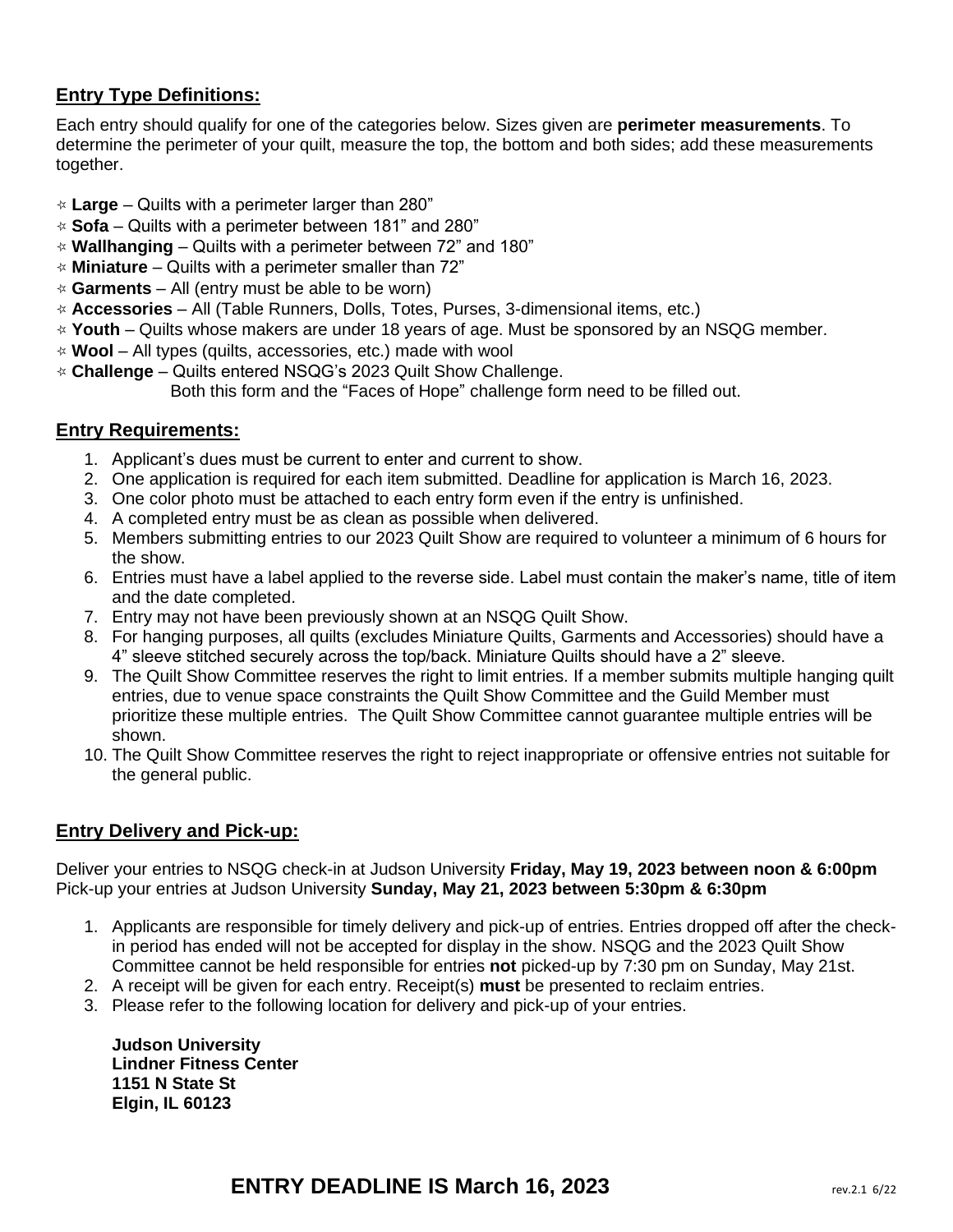## Entry Type Definitions:

Each entry should qualify for one of the categories below. Sizes given are **perimeter measurements**. To determine the perimeter of your quilt, measure the top, the bottom and both sides; add these measurements together.

- **Large** – Quilts with a perimeter larger than 280”
- **Sofa** – Quilts with a perimeter between 181” and 280”
- **Wallhanging** – Quilts with a perimeter between 72” and 180”
- **Miniature** – Quilts with a perimeter smaller than 72”
- **Garments** – All (entry must be able to be worn)
- **Accessories** – All (Table Runners, Dolls, Totes, Purses, 3-dimensional items, etc.)
- **Youth** – Quilts whose makers are under 18 years of age. Must be sponsored by an NSQG member.
- **Wool** – All types (quilts, accessories, etc.) made with wool
- **Challenge** – Quilts entered NSQG’s 2023 Quilt Show Challenge.
  Both this form and the “Faces of Hope” challenge form need to be filled out.

## Entry Requirements:

1. Applicant’s dues must be current to enter and current to show.
2. One application is required for each item submitted. Deadline for application is March 16, 2023.
3. One color photo must be attached to each entry form even if the entry is unfinished.
4. A completed entry must be as clean as possible when delivered.
5. Members submitting entries to our 2023 Quilt Show are required to volunteer a minimum of 6 hours for the show.
6. Entries must have a label applied to the reverse side. Label must contain the maker’s name, title of item and the date completed.
7. Entry may not have been previously shown at an NSQG Quilt Show.
8. For hanging purposes, all quilts (excludes Miniature Quilts, Garments and Accessories) should have a 4” sleeve stitched securely across the top/back. Miniature Quilts should have a 2” sleeve.
9. The Quilt Show Committee reserves the right to limit entries. If a member submits multiple hanging quilt entries, due to venue space constraints the Quilt Show Committee and the Guild Member must prioritize these multiple entries. The Quilt Show Committee cannot guarantee multiple entries will be shown.
10. The Quilt Show Committee reserves the right to reject inappropriate or offensive entries not suitable for the general public.

## Entry Delivery and Pick-up:

Deliver your entries to NSQG check-in at Judson University **Friday, May 19, 2023 between noon & 6:00pm**
Pick-up your entries at Judson University **Sunday, May 21, 2023 between 5:30pm & 6:30pm**

1. Applicants are responsible for timely delivery and pick-up of entries. Entries dropped off after the check-in period has ended will not be accepted for display in the show. NSQG and the 2023 Quilt Show Committee cannot be held responsible for entries **not** picked-up by 7:30 pm on Sunday, May 21st.
2. A receipt will be given for each entry. Receipt(s) **must** be presented to reclaim entries.
3. Please refer to the following location for delivery and pick-up of your entries.

   **Judson University**
   **Lindner Fitness Center**
   **1151 N State St**
   **Elgin, IL 60123**

**ENTRY DEADLINE IS March 16, 2023**

rev.2.1 6/22